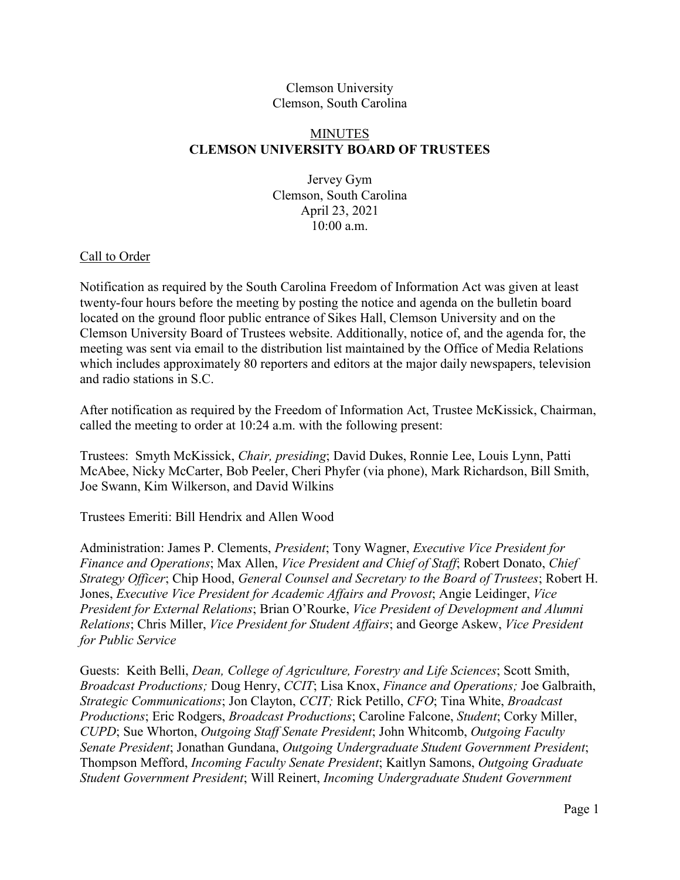Clemson University
Clemson, South Carolina

# MINUTES
# CLEMSON UNIVERSITY BOARD OF TRUSTEES

Jervey Gym
Clemson, South Carolina
April 23, 2021
10:00 a.m.

## Call to Order

Notification as required by the South Carolina Freedom of Information Act was given at least twenty-four hours before the meeting by posting the notice and agenda on the bulletin board located on the ground floor public entrance of Sikes Hall, Clemson University and on the Clemson University Board of Trustees website. Additionally, notice of, and the agenda for, the meeting was sent via email to the distribution list maintained by the Office of Media Relations which includes approximately 80 reporters and editors at the major daily newspapers, television and radio stations in S.C.

After notification as required by the Freedom of Information Act, Trustee McKissick, Chairman, called the meeting to order at 10:24 a.m. with the following present:

Trustees: Smyth McKissick, *Chair, presiding*; David Dukes, Ronnie Lee, Louis Lynn, Patti McAbee, Nicky McCarter, Bob Peeler, Cheri Phyfer (via phone), Mark Richardson, Bill Smith, Joe Swann, Kim Wilkerson, and David Wilkins

Trustees Emeriti: Bill Hendrix and Allen Wood

Administration: James P. Clements, *President*; Tony Wagner, *Executive Vice President for Finance and Operations*; Max Allen, *Vice President and Chief of Staff*; Robert Donato, *Chief Strategy Officer*; Chip Hood, *General Counsel and Secretary to the Board of Trustees*; Robert H. Jones, *Executive Vice President for Academic Affairs and Provost*; Angie Leidinger, *Vice President for External Relations*; Brian O'Rourke, *Vice President of Development and Alumni Relations*; Chris Miller, *Vice President for Student Affairs*; and George Askew, *Vice President for Public Service*

Guests: Keith Belli, *Dean, College of Agriculture, Forestry and Life Sciences*; Scott Smith, *Broadcast Productions;* Doug Henry, *CCIT*; Lisa Knox, *Finance and Operations;* Joe Galbraith, *Strategic Communications*; Jon Clayton, *CCIT;* Rick Petillo, *CFO*; Tina White, *Broadcast Productions*; Eric Rodgers, *Broadcast Productions*; Caroline Falcone, *Student*; Corky Miller, *CUPD*; Sue Whorton, *Outgoing Staff Senate President*; John Whitcomb, *Outgoing Faculty Senate President*; Jonathan Gundana, *Outgoing Undergraduate Student Government President*; Thompson Mefford, *Incoming Faculty Senate President*; Kaitlyn Samons, *Outgoing Graduate Student Government President*; Will Reinert, *Incoming Undergraduate Student Government*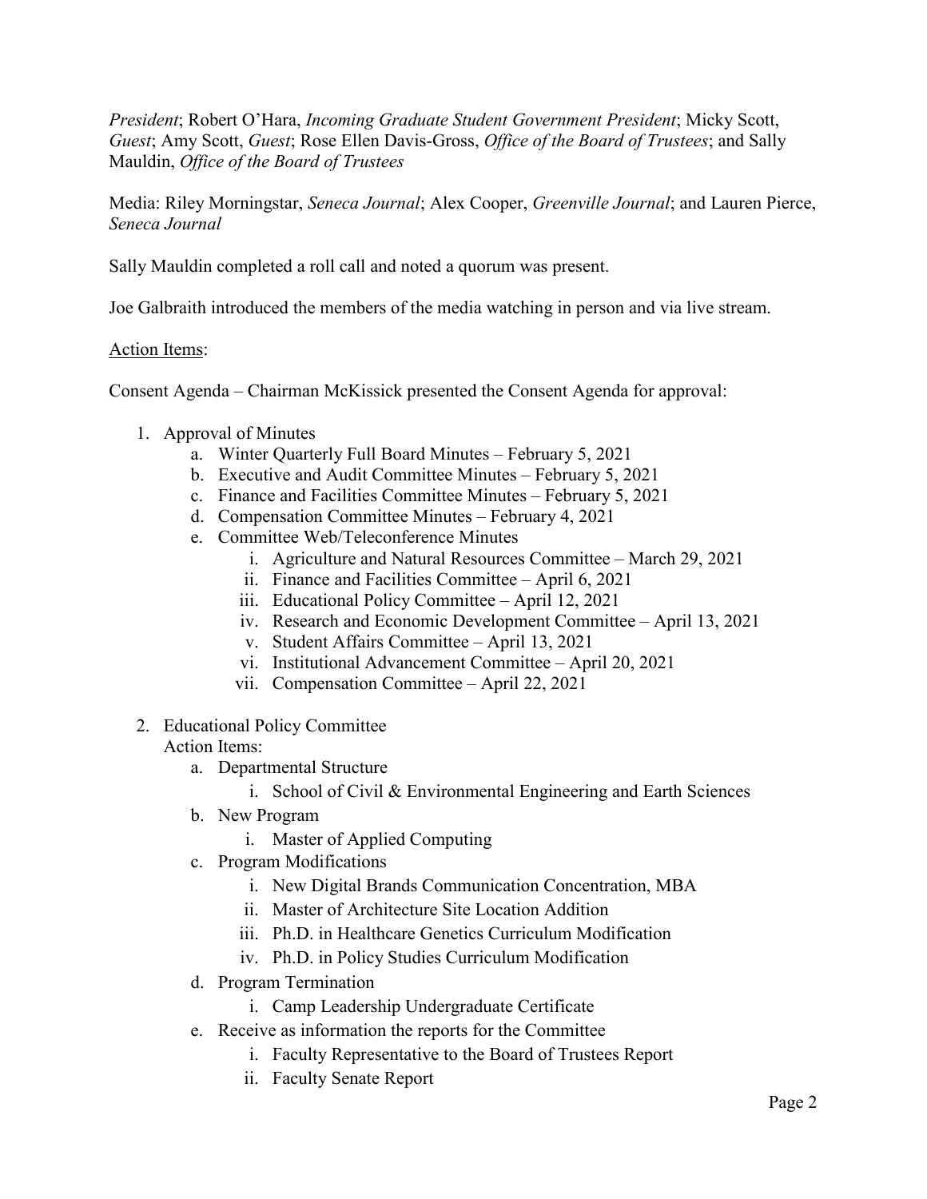*President*; Robert O'Hara, *Incoming Graduate Student Government President*; Micky Scott, *Guest*; Amy Scott, *Guest*; Rose Ellen Davis-Gross, *Office of the Board of Trustees*; and Sally Mauldin, *Office of the Board of Trustees*

Media: Riley Morningstar, *Seneca Journal*; Alex Cooper, *Greenville Journal*; and Lauren Pierce, *Seneca Journal*

Sally Mauldin completed a roll call and noted a quorum was present.

Joe Galbraith introduced the members of the media watching in person and via live stream.

<u>Action Items</u>:

Consent Agenda – Chairman McKissick presented the Consent Agenda for approval:

1. Approval of Minutes
   a. Winter Quarterly Full Board Minutes – February 5, 2021
   b. Executive and Audit Committee Minutes – February 5, 2021
   c. Finance and Facilities Committee Minutes – February 5, 2021
   d. Compensation Committee Minutes – February 4, 2021
   e. Committee Web/Teleconference Minutes
      i. Agriculture and Natural Resources Committee – March 29, 2021
      ii. Finance and Facilities Committee – April 6, 2021
      iii. Educational Policy Committee – April 12, 2021
      iv. Research and Economic Development Committee – April 13, 2021
      v. Student Affairs Committee – April 13, 2021
      vi. Institutional Advancement Committee – April 20, 2021
      vii. Compensation Committee – April 22, 2021

2. Educational Policy Committee
   Action Items:
   a. Departmental Structure
      i. School of Civil & Environmental Engineering and Earth Sciences
   b. New Program
      i. Master of Applied Computing
   c. Program Modifications
      i. New Digital Brands Communication Concentration, MBA
      ii. Master of Architecture Site Location Addition
      iii. Ph.D. in Healthcare Genetics Curriculum Modification
      iv. Ph.D. in Policy Studies Curriculum Modification
   d. Program Termination
      i. Camp Leadership Undergraduate Certificate
   e. Receive as information the reports for the Committee
      i. Faculty Representative to the Board of Trustees Report
      ii. Faculty Senate Report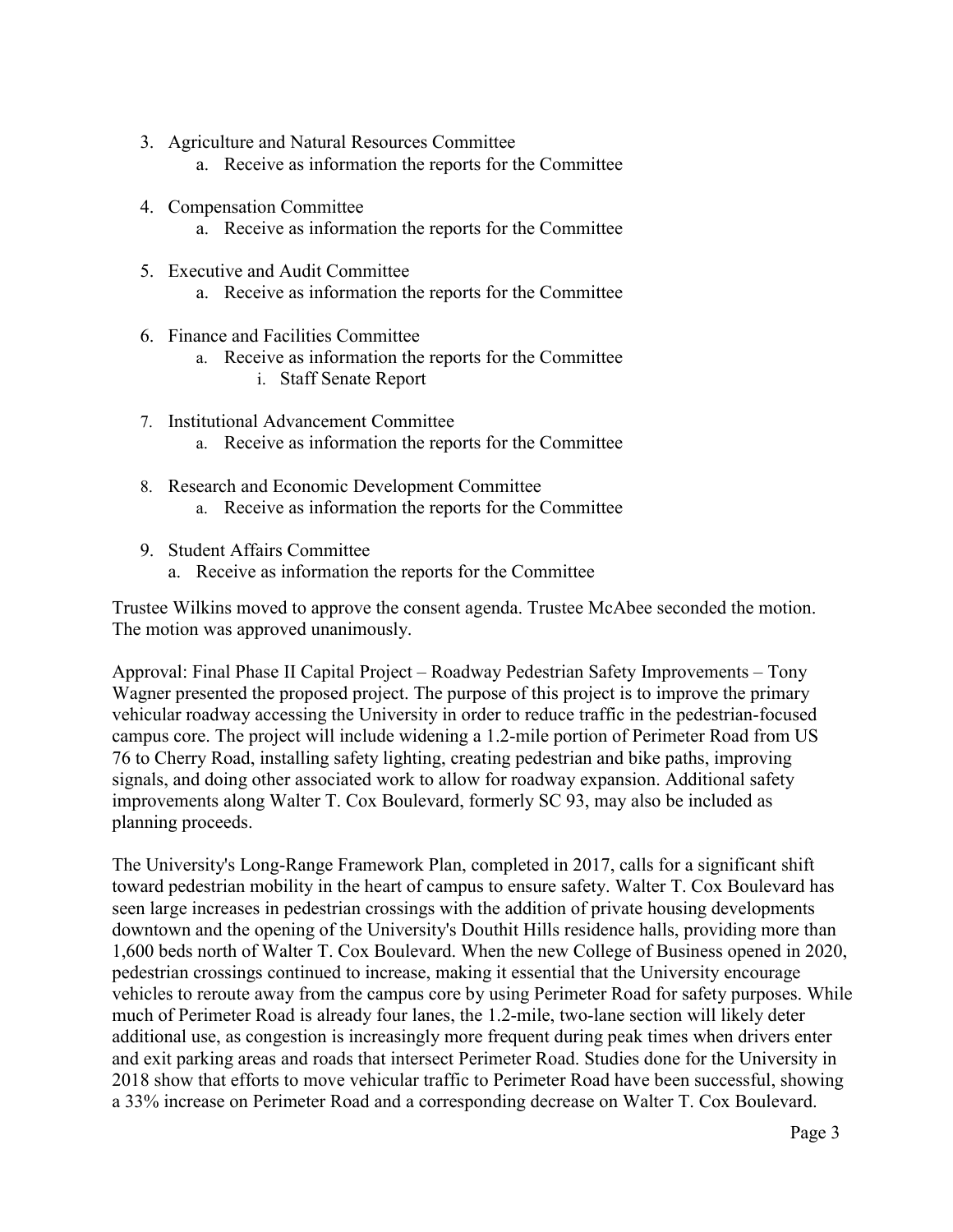3. Agriculture and Natural Resources Committee
    a. Receive as information the reports for the Committee

4. Compensation Committee
    a. Receive as information the reports for the Committee

5. Executive and Audit Committee
    a. Receive as information the reports for the Committee

6. Finance and Facilities Committee
    a. Receive as information the reports for the Committee
        i. Staff Senate Report

7. Institutional Advancement Committee
    a. Receive as information the reports for the Committee

8. Research and Economic Development Committee
    a. Receive as information the reports for the Committee

9. Student Affairs Committee
    a. Receive as information the reports for the Committee

Trustee Wilkins moved to approve the consent agenda. Trustee McAbee seconded the motion. The motion was approved unanimously.

Approval: Final Phase II Capital Project – Roadway Pedestrian Safety Improvements – Tony Wagner presented the proposed project. The purpose of this project is to improve the primary vehicular roadway accessing the University in order to reduce traffic in the pedestrian-focused campus core. The project will include widening a 1.2-mile portion of Perimeter Road from US 76 to Cherry Road, installing safety lighting, creating pedestrian and bike paths, improving signals, and doing other associated work to allow for roadway expansion. Additional safety improvements along Walter T. Cox Boulevard, formerly SC 93, may also be included as planning proceeds.

The University's Long-Range Framework Plan, completed in 2017, calls for a significant shift toward pedestrian mobility in the heart of campus to ensure safety. Walter T. Cox Boulevard has seen large increases in pedestrian crossings with the addition of private housing developments downtown and the opening of the University's Douthit Hills residence halls, providing more than 1,600 beds north of Walter T. Cox Boulevard. When the new College of Business opened in 2020, pedestrian crossings continued to increase, making it essential that the University encourage vehicles to reroute away from the campus core by using Perimeter Road for safety purposes. While much of Perimeter Road is already four lanes, the 1.2-mile, two-lane section will likely deter additional use, as congestion is increasingly more frequent during peak times when drivers enter and exit parking areas and roads that intersect Perimeter Road. Studies done for the University in 2018 show that efforts to move vehicular traffic to Perimeter Road have been successful, showing a 33% increase on Perimeter Road and a corresponding decrease on Walter T. Cox Boulevard.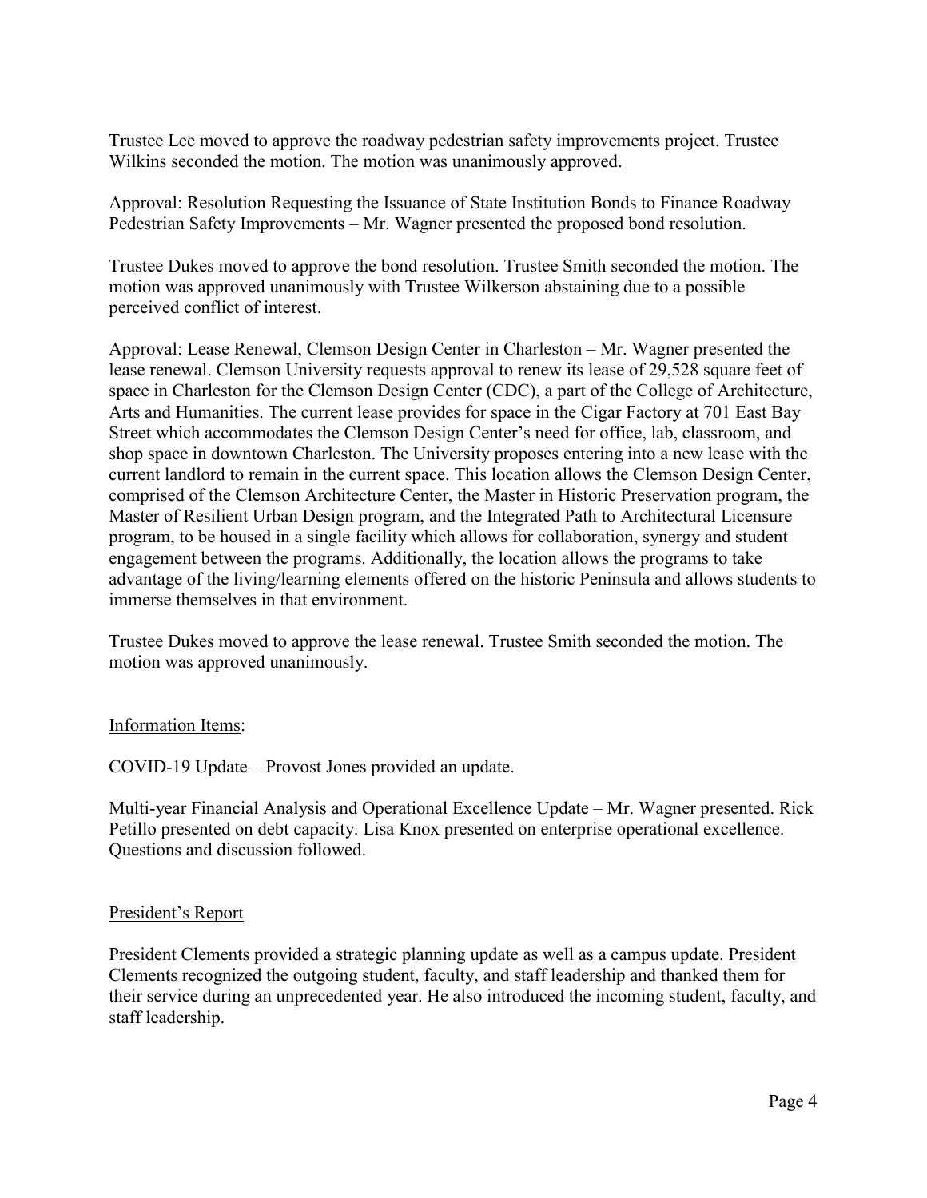Trustee Lee moved to approve the roadway pedestrian safety improvements project. Trustee Wilkins seconded the motion. The motion was unanimously approved.

Approval: Resolution Requesting the Issuance of State Institution Bonds to Finance Roadway Pedestrian Safety Improvements – Mr. Wagner presented the proposed bond resolution.

Trustee Dukes moved to approve the bond resolution. Trustee Smith seconded the motion. The motion was approved unanimously with Trustee Wilkerson abstaining due to a possible perceived conflict of interest.

Approval: Lease Renewal, Clemson Design Center in Charleston – Mr. Wagner presented the lease renewal. Clemson University requests approval to renew its lease of 29,528 square feet of space in Charleston for the Clemson Design Center (CDC), a part of the College of Architecture, Arts and Humanities. The current lease provides for space in the Cigar Factory at 701 East Bay Street which accommodates the Clemson Design Center's need for office, lab, classroom, and shop space in downtown Charleston. The University proposes entering into a new lease with the current landlord to remain in the current space. This location allows the Clemson Design Center, comprised of the Clemson Architecture Center, the Master in Historic Preservation program, the Master of Resilient Urban Design program, and the Integrated Path to Architectural Licensure program, to be housed in a single facility which allows for collaboration, synergy and student engagement between the programs. Additionally, the location allows the programs to take advantage of the living/learning elements offered on the historic Peninsula and allows students to immerse themselves in that environment.

Trustee Dukes moved to approve the lease renewal. Trustee Smith seconded the motion. The motion was approved unanimously.

Information Items:

COVID-19 Update – Provost Jones provided an update.

Multi-year Financial Analysis and Operational Excellence Update – Mr. Wagner presented. Rick Petillo presented on debt capacity. Lisa Knox presented on enterprise operational excellence. Questions and discussion followed.

President's Report

President Clements provided a strategic planning update as well as a campus update. President Clements recognized the outgoing student, faculty, and staff leadership and thanked them for their service during an unprecedented year. He also introduced the incoming student, faculty, and staff leadership.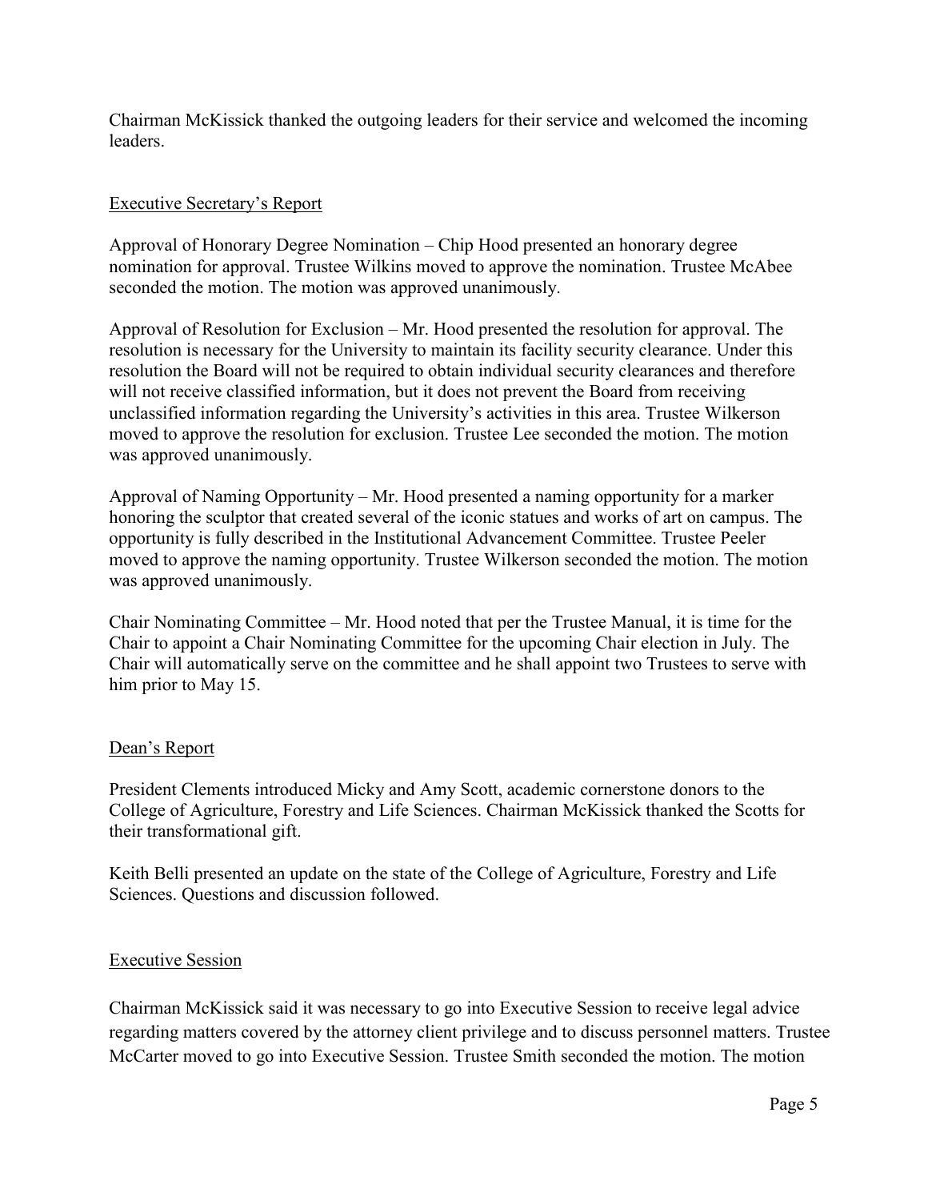Chairman McKissick thanked the outgoing leaders for their service and welcomed the incoming leaders.

## Executive Secretary's Report

Approval of Honorary Degree Nomination – Chip Hood presented an honorary degree nomination for approval. Trustee Wilkins moved to approve the nomination. Trustee McAbee seconded the motion. The motion was approved unanimously.

Approval of Resolution for Exclusion – Mr. Hood presented the resolution for approval. The resolution is necessary for the University to maintain its facility security clearance. Under this resolution the Board will not be required to obtain individual security clearances and therefore will not receive classified information, but it does not prevent the Board from receiving unclassified information regarding the University's activities in this area. Trustee Wilkerson moved to approve the resolution for exclusion. Trustee Lee seconded the motion. The motion was approved unanimously.

Approval of Naming Opportunity – Mr. Hood presented a naming opportunity for a marker honoring the sculptor that created several of the iconic statues and works of art on campus. The opportunity is fully described in the Institutional Advancement Committee. Trustee Peeler moved to approve the naming opportunity. Trustee Wilkerson seconded the motion. The motion was approved unanimously.

Chair Nominating Committee – Mr. Hood noted that per the Trustee Manual, it is time for the Chair to appoint a Chair Nominating Committee for the upcoming Chair election in July. The Chair will automatically serve on the committee and he shall appoint two Trustees to serve with him prior to May 15.

## Dean's Report

President Clements introduced Micky and Amy Scott, academic cornerstone donors to the College of Agriculture, Forestry and Life Sciences. Chairman McKissick thanked the Scotts for their transformational gift.

Keith Belli presented an update on the state of the College of Agriculture, Forestry and Life Sciences. Questions and discussion followed.

## Executive Session

Chairman McKissick said it was necessary to go into Executive Session to receive legal advice regarding matters covered by the attorney client privilege and to discuss personnel matters. Trustee McCarter moved to go into Executive Session. Trustee Smith seconded the motion. The motion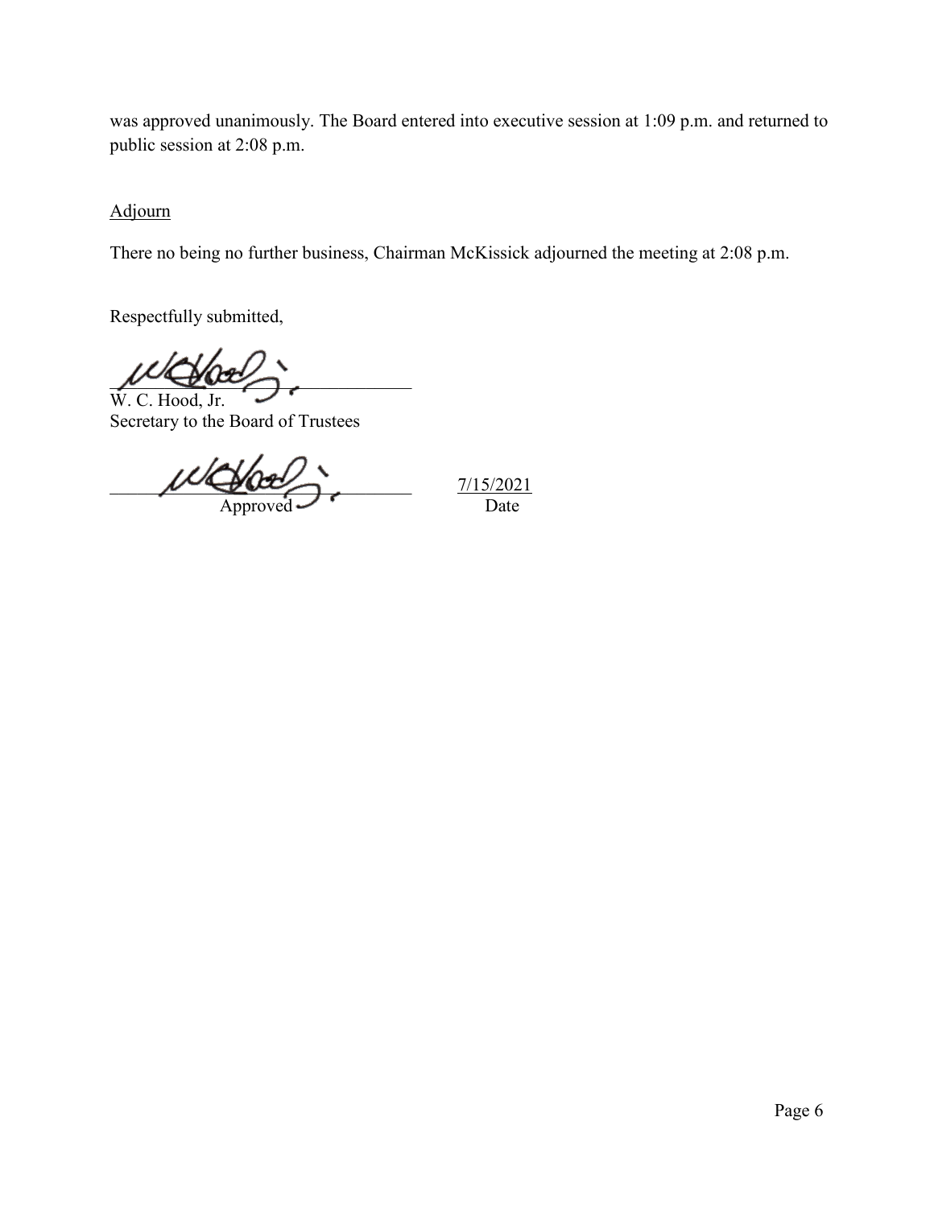was approved unanimously. The Board entered into executive session at 1:09 p.m. and returned to public session at 2:08 p.m.

<u>Adjourn</u>

There no being no further business, Chairman McKissick adjourned the meeting at 2:08 p.m.

Respectfully submitted,

W. C. Hood, Jr.
Secretary to the Board of Trustees

Approved 7/15/2021 Date